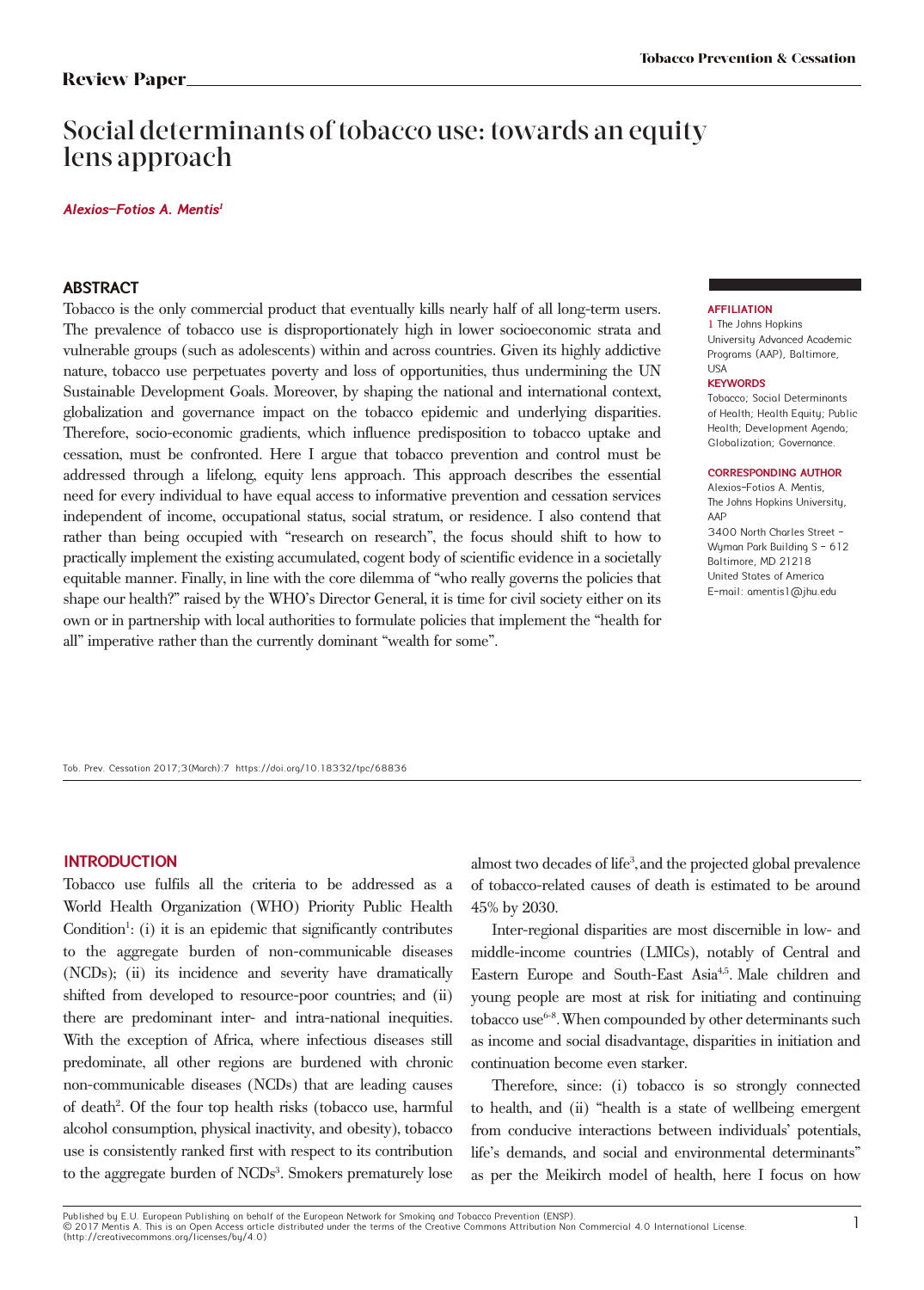Review Paper

# Social determinants of tobacco use: towards an equity lens approach

***Alexios-Fotios A. Mentis***[1]

## ABSTRACT

Tobacco is the only commercial product that eventually kills nearly half of all long-term users. The prevalence of tobacco use is disproportionately high in lower socioeconomic strata and vulnerable groups (such as adolescents) within and across countries. Given its highly addictive nature, tobacco use perpetuates poverty and loss of opportunities, thus undermining the UN Sustainable Development Goals. Moreover, by shaping the national and international context, globalization and governance impact on the tobacco epidemic and underlying disparities. Therefore, socio-economic gradients, which influence predisposition to tobacco uptake and cessation, must be confronted. Here I argue that tobacco prevention and control must be addressed through a lifelong, equity lens approach. This approach describes the essential need for every individual to have equal access to informative prevention and cessation services independent of income, occupational status, social stratum, or residence. I also contend that rather than being occupied with "research on research", the focus should shift to how to practically implement the existing accumulated, cogent body of scientific evidence in a societally equitable manner. Finally, in line with the core dilemma of "who really governs the policies that shape our health?" raised by the WHO's Director General, it is time for civil society either on its own or in partnership with local authorities to formulate policies that implement the "health for all" imperative rather than the currently dominant "wealth for some".

**AFFILIATION**
1 The Johns Hopkins University Advanced Academic Programs (AAP), Baltimore, USA

**KEYWORDS**
Tobacco; Social Determinants of Health; Health Equity; Public Health; Development Agenda; Globalization; Governance.

**CORRESPONDING AUTHOR**
Alexios-Fotios A. Mentis,
The Johns Hopkins University, AAP
3400 North Charles Street - Wyman Park Building S - 612
Baltimore, MD 21218
United States of America
E-mail: amentis1@jhu.edu

Tob. Prev. Cessation 2017;3(March):7 https://doi.org/10.18332/tpc/68836

## INTRODUCTION

Tobacco use fulfils all the criteria to be addressed as a World Health Organization (WHO) Priority Public Health Condition[1]: (i) it is an epidemic that significantly contributes to the aggregate burden of non-communicable diseases (NCDs); (ii) its incidence and severity have dramatically shifted from developed to resource-poor countries; and (ii) there are predominant inter- and intra-national inequities. With the exception of Africa, where infectious diseases still predominate, all other regions are burdened with chronic non-communicable diseases (NCDs) that are leading causes of death[2]. Of the four top health risks (tobacco use, harmful alcohol consumption, physical inactivity, and obesity), tobacco use is consistently ranked first with respect to its contribution to the aggregate burden of NCDs[3]. Smokers prematurely lose almost two decades of life[3], and the projected global prevalence of tobacco-related causes of death is estimated to be around 45% by 2030.

Inter-regional disparities are most discernible in low- and middle-income countries (LMICs), notably of Central and Eastern Europe and South-East Asia[4,5]. Male children and young people are most at risk for initiating and continuing tobacco use[6-8]. When compounded by other determinants such as income and social disadvantage, disparities in initiation and continuation become even starker.

Therefore, since: (i) tobacco is so strongly connected to health, and (ii) "health is a state of wellbeing emergent from conducive interactions between individuals' potentials, life's demands, and social and environmental determinants" as per the Meikirch model of health, here I focus on how

Published by E.U. European Publishing on behalf of the European Network for Smoking and Tobacco Prevention (ENSP).
© 2017 Mentis A. This is an Open Access article distributed under the terms of the Creative Commons Attribution Non Commercial 4.0 International License. (http://creativecommons.org/licenses/by/4.0)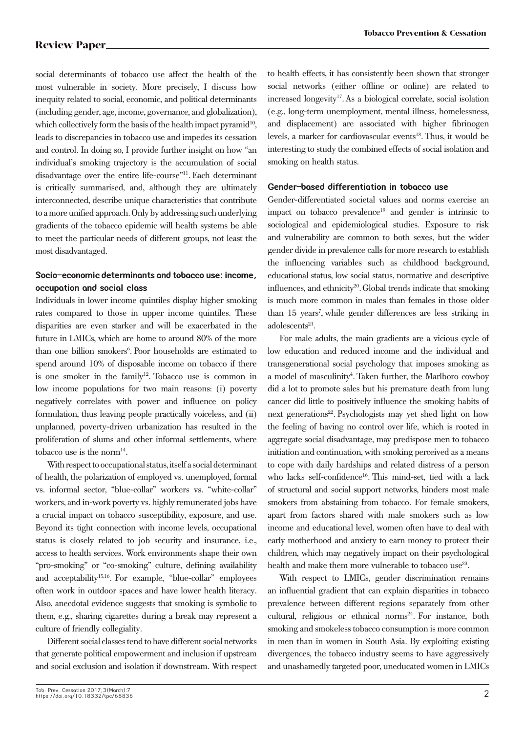social determinants of tobacco use affect the health of the most vulnerable in society. More precisely, I discuss how inequity related to social, economic, and political determinants (including gender, age, income, governance, and globalization), which collectively form the basis of the health impact pyramid[10], leads to discrepancies in tobacco use and impedes its cessation and control. In doing so, I provide further insight on how "an individual's smoking trajectory is the accumulation of social disadvantage over the entire life-course"[11]. Each determinant is critically summarised, and, although they are ultimately interconnected, describe unique characteristics that contribute to a more unified approach. Only by addressing such underlying gradients of the tobacco epidemic will health systems be able to meet the particular needs of different groups, not least the most disadvantaged.

### Socio-economic determinants and tobacco use: income, occupation and social class

Individuals in lower income quintiles display higher smoking rates compared to those in upper income quintiles. These disparities are even starker and will be exacerbated in the future in LMICs, which are home to around 80% of the more than one billion smokers[6]. Poor households are estimated to spend around 10% of disposable income on tobacco if there is one smoker in the family[12]. Tobacco use is common in low income populations for two main reasons: (i) poverty negatively correlates with power and influence on policy formulation, thus leaving people practically voiceless, and (ii) unplanned, poverty-driven urbanization has resulted in the proliferation of slums and other informal settlements, where tobacco use is the norm[14].

With respect to occupational status, itself a social determinant of health, the polarization of employed vs. unemployed, formal vs. informal sector, "blue-collar" workers vs. "white-collar" workers, and in-work poverty vs. highly remunerated jobs have a crucial impact on tobacco susceptibility, exposure, and use. Beyond its tight connection with income levels, occupational status is closely related to job security and insurance, i.e., access to health services. Work environments shape their own "pro-smoking" or "co-smoking" culture, defining availability and acceptability[15,16]. For example, "blue-collar" employees often work in outdoor spaces and have lower health literacy. Also, anecdotal evidence suggests that smoking is symbolic to them, e.g., sharing cigarettes during a break may represent a culture of friendly collegiality.

Different social classes tend to have different social networks that generate political empowerment and inclusion if upstream and social exclusion and isolation if downstream. With respect to health effects, it has consistently been shown that stronger social networks (either offline or online) are related to increased longevity[17]. As a biological correlate, social isolation (e.g., long-term unemployment, mental illness, homelessness, and displacement) are associated with higher fibrinogen levels, a marker for cardiovascular events[18]. Thus, it would be interesting to study the combined effects of social isolation and smoking on health status.

### Gender-based differentiation in tobacco use

Gender-differentiated societal values and norms exercise an impact on tobacco prevalence[19] and gender is intrinsic to sociological and epidemiological studies. Exposure to risk and vulnerability are common to both sexes, but the wider gender divide in prevalence calls for more research to establish the influencing variables such as childhood background, educational status, low social status, normative and descriptive influences, and ethnicity[20]. Global trends indicate that smoking is much more common in males than females in those older than 15 years[7], while gender differences are less striking in adolescents[21].

For male adults, the main gradients are a vicious cycle of low education and reduced income and the individual and transgenerational social psychology that imposes smoking as a model of masculinity[4]. Taken further, the Marlboro cowboy did a lot to promote sales but his premature death from lung cancer did little to positively influence the smoking habits of next generations[22]. Psychologists may yet shed light on how the feeling of having no control over life, which is rooted in aggregate social disadvantage, may predispose men to tobacco initiation and continuation, with smoking perceived as a means to cope with daily hardships and related distress of a person who lacks self-confidence[16]. This mind-set, tied with a lack of structural and social support networks, hinders most male smokers from abstaining from tobacco. For female smokers, apart from factors shared with male smokers such as low income and educational level, women often have to deal with early motherhood and anxiety to earn money to protect their children, which may negatively impact on their psychological health and make them more vulnerable to tobacco use[23].

With respect to LMICs, gender discrimination remains an influential gradient that can explain disparities in tobacco prevalence between different regions separately from other cultural, religious or ethnical norms[24]. For instance, both smoking and smokeless tobacco consumption is more common in men than in women in South Asia. By exploiting existing divergences, the tobacco industry seems to have aggressively and unashamedly targeted poor, uneducated women in LMICs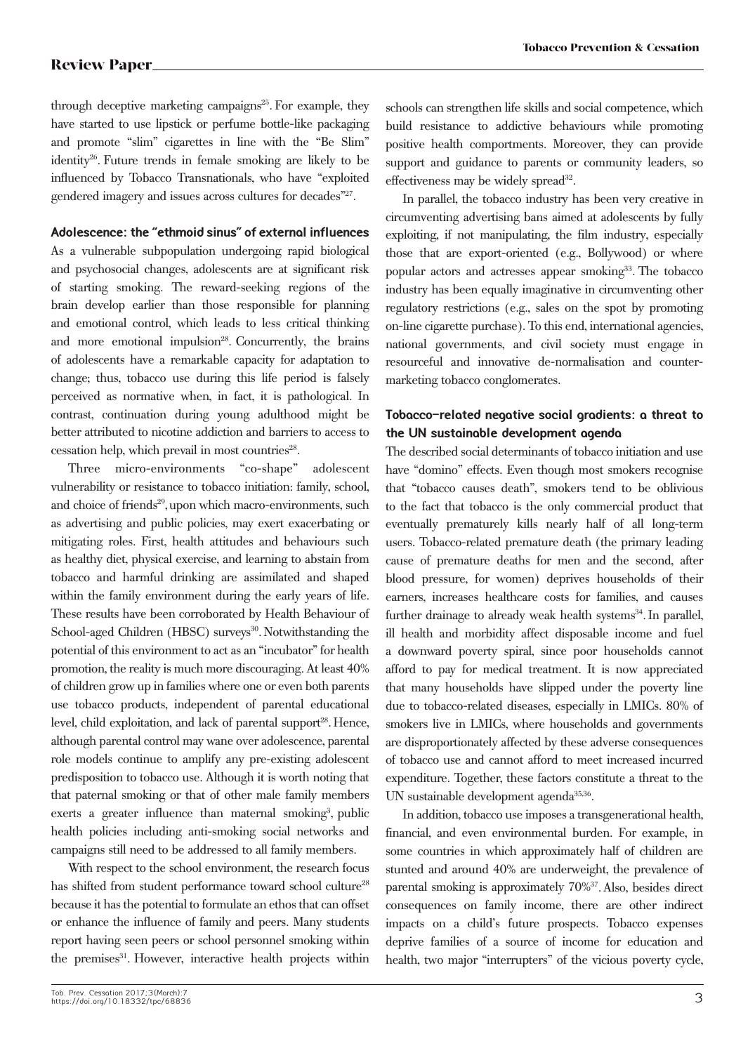through deceptive marketing campaigns[25]. For example, they have started to use lipstick or perfume bottle-like packaging and promote "slim" cigarettes in line with the "Be Slim" identity[26]. Future trends in female smoking are likely to be influenced by Tobacco Transnationals, who have "exploited gendered imagery and issues across cultures for decades"[27].

### Adolescence: the "ethmoid sinus" of external influences

As a vulnerable subpopulation undergoing rapid biological and psychosocial changes, adolescents are at significant risk of starting smoking. The reward-seeking regions of the brain develop earlier than those responsible for planning and emotional control, which leads to less critical thinking and more emotional impulsion[28]. Concurrently, the brains of adolescents have a remarkable capacity for adaptation to change; thus, tobacco use during this life period is falsely perceived as normative when, in fact, it is pathological. In contrast, continuation during young adulthood might be better attributed to nicotine addiction and barriers to access to cessation help, which prevail in most countries[28].

Three micro-environments "co-shape" adolescent vulnerability or resistance to tobacco initiation: family, school, and choice of friends[29], upon which macro-environments, such as advertising and public policies, may exert exacerbating or mitigating roles. First, health attitudes and behaviours such as healthy diet, physical exercise, and learning to abstain from tobacco and harmful drinking are assimilated and shaped within the family environment during the early years of life. These results have been corroborated by Health Behaviour of School-aged Children (HBSC) surveys[30]. Notwithstanding the potential of this environment to act as an "incubator" for health promotion, the reality is much more discouraging. At least 40% of children grow up in families where one or even both parents use tobacco products, independent of parental educational level, child exploitation, and lack of parental support[28]. Hence, although parental control may wane over adolescence, parental role models continue to amplify any pre-existing adolescent predisposition to tobacco use. Although it is worth noting that that paternal smoking or that of other male family members exerts a greater influence than maternal smoking[3], public health policies including anti-smoking social networks and campaigns still need to be addressed to all family members.

With respect to the school environment, the research focus has shifted from student performance toward school culture[28] because it has the potential to formulate an ethos that can offset or enhance the influence of family and peers. Many students report having seen peers or school personnel smoking within the premises[31]. However, interactive health projects within schools can strengthen life skills and social competence, which build resistance to addictive behaviours while promoting positive health comportments. Moreover, they can provide support and guidance to parents or community leaders, so effectiveness may be widely spread[32].

In parallel, the tobacco industry has been very creative in circumventing advertising bans aimed at adolescents by fully exploiting, if not manipulating, the film industry, especially those that are export-oriented (e.g., Bollywood) or where popular actors and actresses appear smoking[33]. The tobacco industry has been equally imaginative in circumventing other regulatory restrictions (e.g., sales on the spot by promoting on-line cigarette purchase). To this end, international agencies, national governments, and civil society must engage in resourceful and innovative de-normalisation and counter-marketing tobacco conglomerates.

### Tobacco-related negative social gradients: a threat to the UN sustainable development agenda

The described social determinants of tobacco initiation and use have "domino" effects. Even though most smokers recognise that "tobacco causes death", smokers tend to be oblivious to the fact that tobacco is the only commercial product that eventually prematurely kills nearly half of all long-term users. Tobacco-related premature death (the primary leading cause of premature deaths for men and the second, after blood pressure, for women) deprives households of their earners, increases healthcare costs for families, and causes further drainage to already weak health systems[34]. In parallel, ill health and morbidity affect disposable income and fuel a downward poverty spiral, since poor households cannot afford to pay for medical treatment. It is now appreciated that many households have slipped under the poverty line due to tobacco-related diseases, especially in LMICs. 80% of smokers live in LMICs, where households and governments are disproportionately affected by these adverse consequences of tobacco use and cannot afford to meet increased incurred expenditure. Together, these factors constitute a threat to the UN sustainable development agenda[35,36].

In addition, tobacco use imposes a transgenerational health, financial, and even environmental burden. For example, in some countries in which approximately half of children are stunted and around 40% are underweight, the prevalence of parental smoking is approximately 70%[37]. Also, besides direct consequences on family income, there are other indirect impacts on a child's future prospects. Tobacco expenses deprive families of a source of income for education and health, two major "interrupters" of the vicious poverty cycle,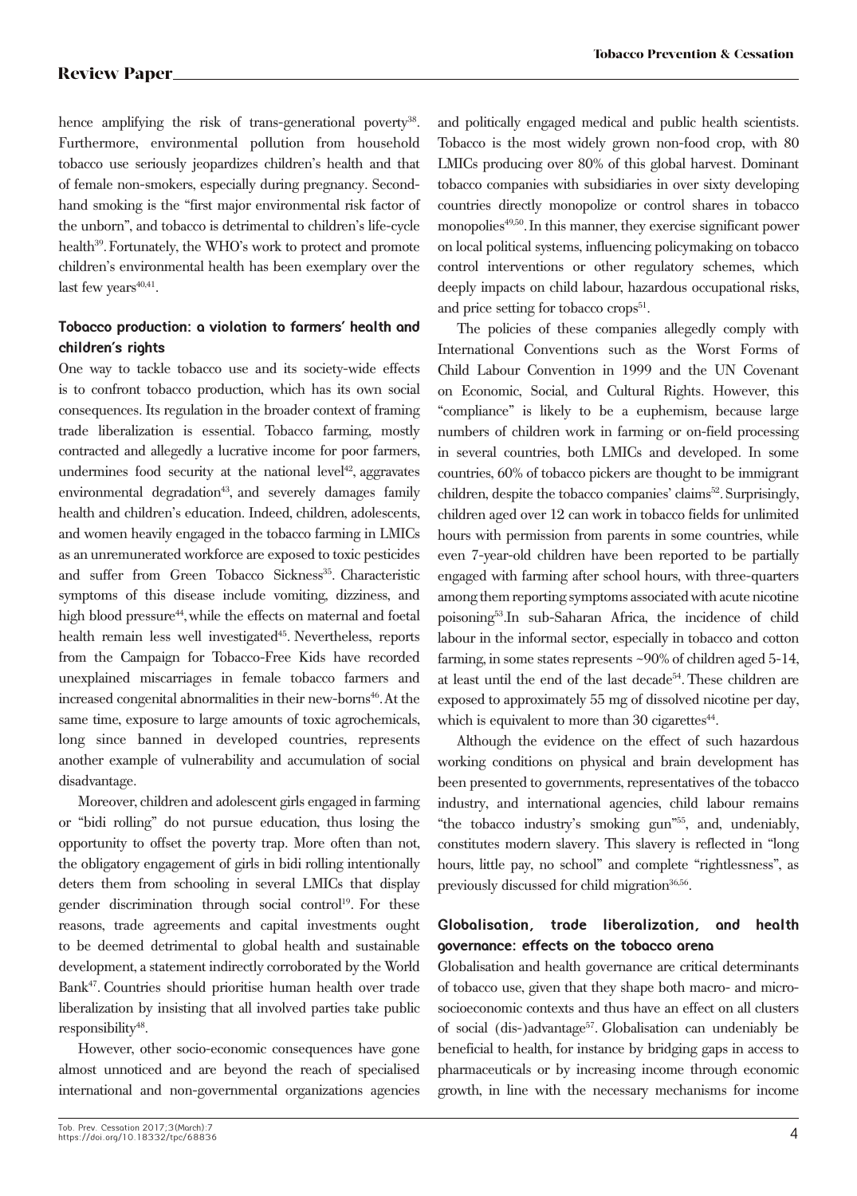hence amplifying the risk of trans-generational poverty[38]. Furthermore, environmental pollution from household tobacco use seriously jeopardizes children's health and that of female non-smokers, especially during pregnancy. Second-hand smoking is the "first major environmental risk factor of the unborn", and tobacco is detrimental to children's life-cycle health[39]. Fortunately, the WHO's work to protect and promote children's environmental health has been exemplary over the last few years[40,41].

### Tobacco production: a violation to farmers' health and children's rights

One way to tackle tobacco use and its society-wide effects is to confront tobacco production, which has its own social consequences. Its regulation in the broader context of framing trade liberalization is essential. Tobacco farming, mostly contracted and allegedly a lucrative income for poor farmers, undermines food security at the national level[42], aggravates environmental degradation[43], and severely damages family health and children's education. Indeed, children, adolescents, and women heavily engaged in the tobacco farming in LMICs as an unremunerated workforce are exposed to toxic pesticides and suffer from Green Tobacco Sickness[35]. Characteristic symptoms of this disease include vomiting, dizziness, and high blood pressure[44], while the effects on maternal and foetal health remain less well investigated[45]. Nevertheless, reports from the Campaign for Tobacco-Free Kids have recorded unexplained miscarriages in female tobacco farmers and increased congenital abnormalities in their new-borns[46]. At the same time, exposure to large amounts of toxic agrochemicals, long since banned in developed countries, represents another example of vulnerability and accumulation of social disadvantage.

Moreover, children and adolescent girls engaged in farming or "bidi rolling" do not pursue education, thus losing the opportunity to offset the poverty trap. More often than not, the obligatory engagement of girls in bidi rolling intentionally deters them from schooling in several LMICs that display gender discrimination through social control[19]. For these reasons, trade agreements and capital investments ought to be deemed detrimental to global health and sustainable development, a statement indirectly corroborated by the World Bank[47]. Countries should prioritise human health over trade liberalization by insisting that all involved parties take public responsibility[48].

However, other socio-economic consequences have gone almost unnoticed and are beyond the reach of specialised international and non-governmental organizations agencies and politically engaged medical and public health scientists. Tobacco is the most widely grown non-food crop, with 80 LMICs producing over 80% of this global harvest. Dominant tobacco companies with subsidiaries in over sixty developing countries directly monopolize or control shares in tobacco monopolies[49,50]. In this manner, they exercise significant power on local political systems, influencing policymaking on tobacco control interventions or other regulatory schemes, which deeply impacts on child labour, hazardous occupational risks, and price setting for tobacco crops[51].

The policies of these companies allegedly comply with International Conventions such as the Worst Forms of Child Labour Convention in 1999 and the UN Covenant on Economic, Social, and Cultural Rights. However, this "compliance" is likely to be a euphemism, because large numbers of children work in farming or on-field processing in several countries, both LMICs and developed. In some countries, 60% of tobacco pickers are thought to be immigrant children, despite the tobacco companies' claims[52]. Surprisingly, children aged over 12 can work in tobacco fields for unlimited hours with permission from parents in some countries, while even 7-year-old children have been reported to be partially engaged with farming after school hours, with three-quarters among them reporting symptoms associated with acute nicotine poisoning[53]. In sub-Saharan Africa, the incidence of child labour in the informal sector, especially in tobacco and cotton farming, in some states represents ~90% of children aged 5-14, at least until the end of the last decade[54]. These children are exposed to approximately 55 mg of dissolved nicotine per day, which is equivalent to more than 30 cigarettes[44].

Although the evidence on the effect of such hazardous working conditions on physical and brain development has been presented to governments, representatives of the tobacco industry, and international agencies, child labour remains "the tobacco industry's smoking gun"[55], and, undeniably, constitutes modern slavery. This slavery is reflected in "long hours, little pay, no school" and complete "rightlessness", as previously discussed for child migration[36,56].

### Globalisation, trade liberalization, and health governance: effects on the tobacco arena

Globalisation and health governance are critical determinants of tobacco use, given that they shape both macro- and micro-socioeconomic contexts and thus have an effect on all clusters of social (dis-)advantage[57]. Globalisation can undeniably be beneficial to health, for instance by bridging gaps in access to pharmaceuticals or by increasing income through economic growth, in line with the necessary mechanisms for income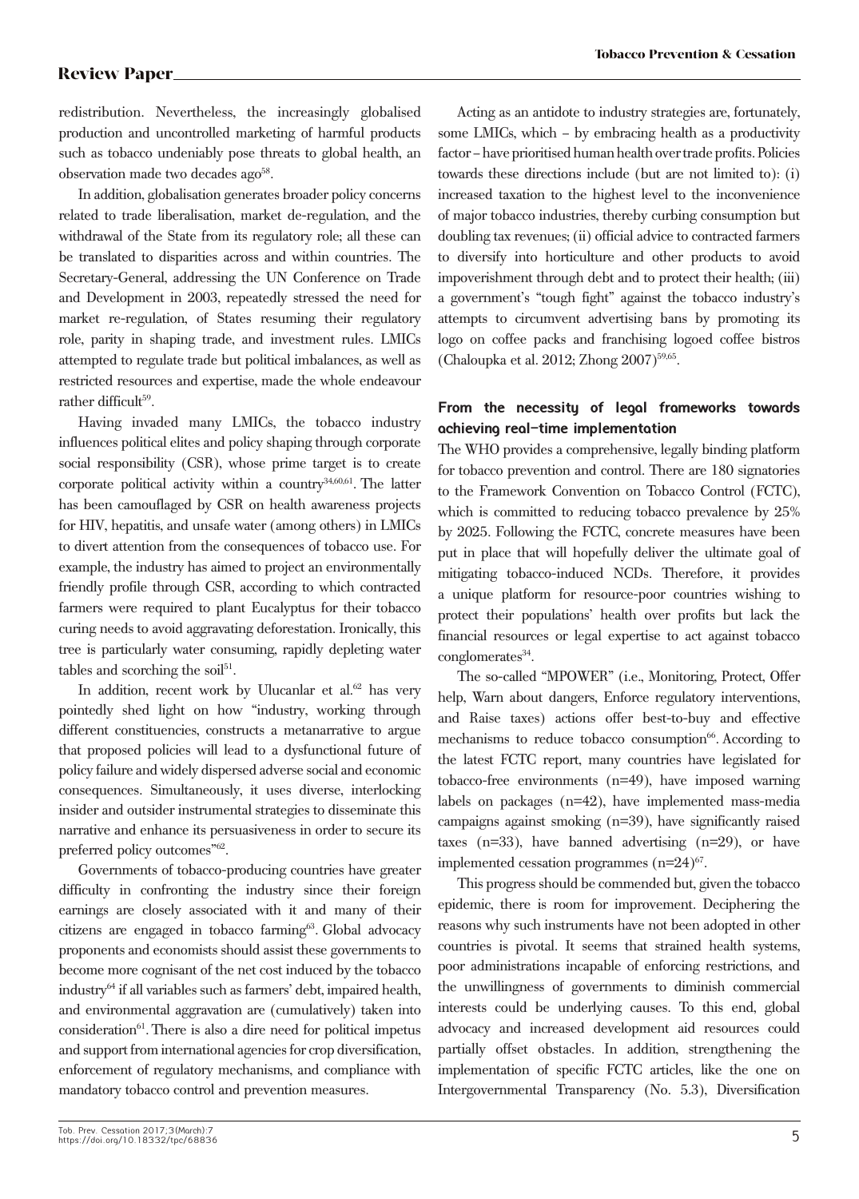redistribution. Nevertheless, the increasingly globalised production and uncontrolled marketing of harmful products such as tobacco undeniably pose threats to global health, an observation made two decades ago[58].

In addition, globalisation generates broader policy concerns related to trade liberalisation, market de-regulation, and the withdrawal of the State from its regulatory role; all these can be translated to disparities across and within countries. The Secretary-General, addressing the UN Conference on Trade and Development in 2003, repeatedly stressed the need for market re-regulation, of States resuming their regulatory role, parity in shaping trade, and investment rules. LMICs attempted to regulate trade but political imbalances, as well as restricted resources and expertise, made the whole endeavour rather difficult[59].

Having invaded many LMICs, the tobacco industry influences political elites and policy shaping through corporate social responsibility (CSR), whose prime target is to create corporate political activity within a country[34,60,61]. The latter has been camouflaged by CSR on health awareness projects for HIV, hepatitis, and unsafe water (among others) in LMICs to divert attention from the consequences of tobacco use. For example, the industry has aimed to project an environmentally friendly profile through CSR, according to which contracted farmers were required to plant Eucalyptus for their tobacco curing needs to avoid aggravating deforestation. Ironically, this tree is particularly water consuming, rapidly depleting water tables and scorching the soil[51].

In addition, recent work by Ulucanlar et al.[62] has very pointedly shed light on how "industry, working through different constituencies, constructs a metanarrative to argue that proposed policies will lead to a dysfunctional future of policy failure and widely dispersed adverse social and economic consequences. Simultaneously, it uses diverse, interlocking insider and outsider instrumental strategies to disseminate this narrative and enhance its persuasiveness in order to secure its preferred policy outcomes"[62].

Governments of tobacco-producing countries have greater difficulty in confronting the industry since their foreign earnings are closely associated with it and many of their citizens are engaged in tobacco farming[63]. Global advocacy proponents and economists should assist these governments to become more cognisant of the net cost induced by the tobacco industry[64] if all variables such as farmers' debt, impaired health, and environmental aggravation are (cumulatively) taken into consideration[61]. There is also a dire need for political impetus and support from international agencies for crop diversification, enforcement of regulatory mechanisms, and compliance with mandatory tobacco control and prevention measures.

Acting as an antidote to industry strategies are, fortunately, some LMICs, which – by embracing health as a productivity factor – have prioritised human health over trade profits. Policies towards these directions include (but are not limited to): (i) increased taxation to the highest level to the inconvenience of major tobacco industries, thereby curbing consumption but doubling tax revenues; (ii) official advice to contracted farmers to diversify into horticulture and other products to avoid impoverishment through debt and to protect their health; (iii) a government's "tough fight" against the tobacco industry's attempts to circumvent advertising bans by promoting its logo on coffee packs and franchising logoed coffee bistros (Chaloupka et al. 2012; Zhong 2007)[59,65].

## From the necessity of legal frameworks towards achieving real-time implementation

The WHO provides a comprehensive, legally binding platform for tobacco prevention and control. There are 180 signatories to the Framework Convention on Tobacco Control (FCTC), which is committed to reducing tobacco prevalence by 25% by 2025. Following the FCTC, concrete measures have been put in place that will hopefully deliver the ultimate goal of mitigating tobacco-induced NCDs. Therefore, it provides a unique platform for resource-poor countries wishing to protect their populations' health over profits but lack the financial resources or legal expertise to act against tobacco conglomerates[34].

The so-called "MPOWER" (i.e., Monitoring, Protect, Offer help, Warn about dangers, Enforce regulatory interventions, and Raise taxes) actions offer best-to-buy and effective mechanisms to reduce tobacco consumption[66]. According to the latest FCTC report, many countries have legislated for tobacco-free environments (n=49), have imposed warning labels on packages (n=42), have implemented mass-media campaigns against smoking (n=39), have significantly raised taxes (n=33), have banned advertising (n=29), or have implemented cessation programmes (n=24)[67].

This progress should be commended but, given the tobacco epidemic, there is room for improvement. Deciphering the reasons why such instruments have not been adopted in other countries is pivotal. It seems that strained health systems, poor administrations incapable of enforcing restrictions, and the unwillingness of governments to diminish commercial interests could be underlying causes. To this end, global advocacy and increased development aid resources could partially offset obstacles. In addition, strengthening the implementation of specific FCTC articles, like the one on Intergovernmental Transparency (No. 5.3), Diversification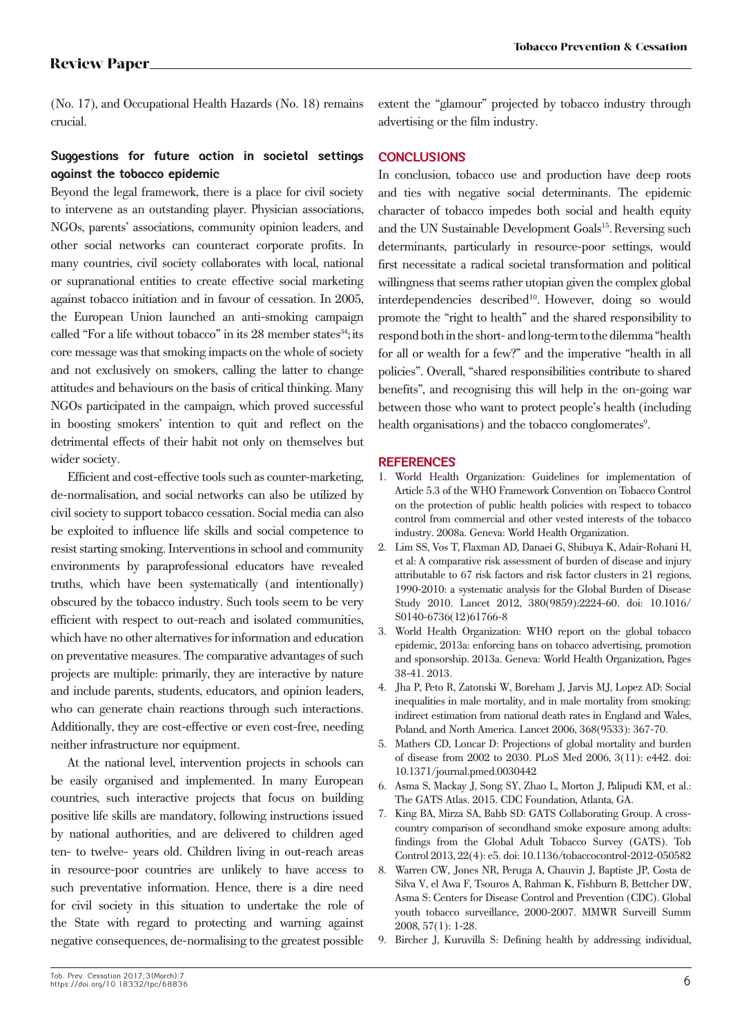(No. 17), and Occupational Health Hazards (No. 18) remains crucial.

### Suggestions for future action in societal settings against the tobacco epidemic

Beyond the legal framework, there is a place for civil society to intervene as an outstanding player. Physician associations, NGOs, parents' associations, community opinion leaders, and other social networks can counteract corporate profits. In many countries, civil society collaborates with local, national or supranational entities to create effective social marketing against tobacco initiation and in favour of cessation. In 2005, the European Union launched an anti-smoking campaign called "For a life without tobacco" in its 28 member states[34]; its core message was that smoking impacts on the whole of society and not exclusively on smokers, calling the latter to change attitudes and behaviours on the basis of critical thinking. Many NGOs participated in the campaign, which proved successful in boosting smokers' intention to quit and reflect on the detrimental effects of their habit not only on themselves but wider society.

Efficient and cost-effective tools such as counter-marketing, de-normalisation, and social networks can also be utilized by civil society to support tobacco cessation. Social media can also be exploited to influence life skills and social competence to resist starting smoking. Interventions in school and community environments by paraprofessional educators have revealed truths, which have been systematically (and intentionally) obscured by the tobacco industry. Such tools seem to be very efficient with respect to out-reach and isolated communities, which have no other alternatives for information and education on preventative measures. The comparative advantages of such projects are multiple: primarily, they are interactive by nature and include parents, students, educators, and opinion leaders, who can generate chain reactions through such interactions. Additionally, they are cost-effective or even cost-free, needing neither infrastructure nor equipment.

At the national level, intervention projects in schools can be easily organised and implemented. In many European countries, such interactive projects that focus on building positive life skills are mandatory, following instructions issued by national authorities, and are delivered to children aged ten- to twelve- years old. Children living in out-reach areas in resource-poor countries are unlikely to have access to such preventative information. Hence, there is a dire need for civil society in this situation to undertake the role of the State with regard to protecting and warning against negative consequences, de-normalising to the greatest possible extent the "glamour" projected by tobacco industry through advertising or the film industry.

## CONCLUSIONS

In conclusion, tobacco use and production have deep roots and ties with negative social determinants. The epidemic character of tobacco impedes both social and health equity and the UN Sustainable Development Goals[15]. Reversing such determinants, particularly in resource-poor settings, would first necessitate a radical societal transformation and political willingness that seems rather utopian given the complex global interdependencies described[10]. However, doing so would promote the "right to health" and the shared responsibility to respond both in the short- and long-term to the dilemma "health for all or wealth for a few?" and the imperative "health in all policies". Overall, "shared responsibilities contribute to shared benefits", and recognising this will help in the on-going war between those who want to protect people's health (including health organisations) and the tobacco conglomerates[9].

## REFERENCES

1. World Health Organization: Guidelines for implementation of Article 5.3 of the WHO Framework Convention on Tobacco Control on the protection of public health policies with respect to tobacco control from commercial and other vested interests of the tobacco industry. 2008a. Geneva: World Health Organization.
2. Lim SS, Vos T, Flaxman AD, Danaei G, Shibuya K, Adair-Rohani H, et al: A comparative risk assessment of burden of disease and injury attributable to 67 risk factors and risk factor clusters in 21 regions, 1990-2010: a systematic analysis for the Global Burden of Disease Study 2010. Lancet 2012, 380(9859):2224-60. doi: 10.1016/S0140-6736(12)61766-8
3. World Health Organization: WHO report on the global tobacco epidemic, 2013a: enforcing bans on tobacco advertising, promotion and sponsorship. 2013a. Geneva: World Health Organization, Pages 38-41. 2013.
4. Jha P, Peto R, Zatonski W, Boreham J, Jarvis MJ, Lopez AD: Social inequalities in male mortality, and in male mortality from smoking: indirect estimation from national death rates in England and Wales, Poland, and North America. Lancet 2006, 368(9533): 367-70.
5. Mathers CD, Loncar D: Projections of global mortality and burden of disease from 2002 to 2030. PLoS Med 2006, 3(11): e442. doi: 10.1371/journal.pmed.0030442
6. Asma S, Mackay J, Song SY, Zhao L, Morton J, Palipudi KM, et al.: The GATS Atlas. 2015. CDC Foundation, Atlanta, GA.
7. King BA, Mirza SA, Babb SD: GATS Collaborating Group. A cross-country comparison of secondhand smoke exposure among adults: findings from the Global Adult Tobacco Survey (GATS). Tob Control 2013, 22(4): e5. doi: 10.1136/tobaccocontrol-2012-050582
8. Warren CW, Jones NR, Peruga A, Chauvin J, Baptiste JP, Costa de Silva V, el Awa F, Tsouros A, Rahman K, Fishburn B, Bettcher DW, Asma S: Centers for Disease Control and Prevention (CDC). Global youth tobacco surveillance, 2000-2007. MMWR Surveill Summ 2008, 57(1): 1-28.
9. Bircher J, Kuruvilla S: Defining health by addressing individual,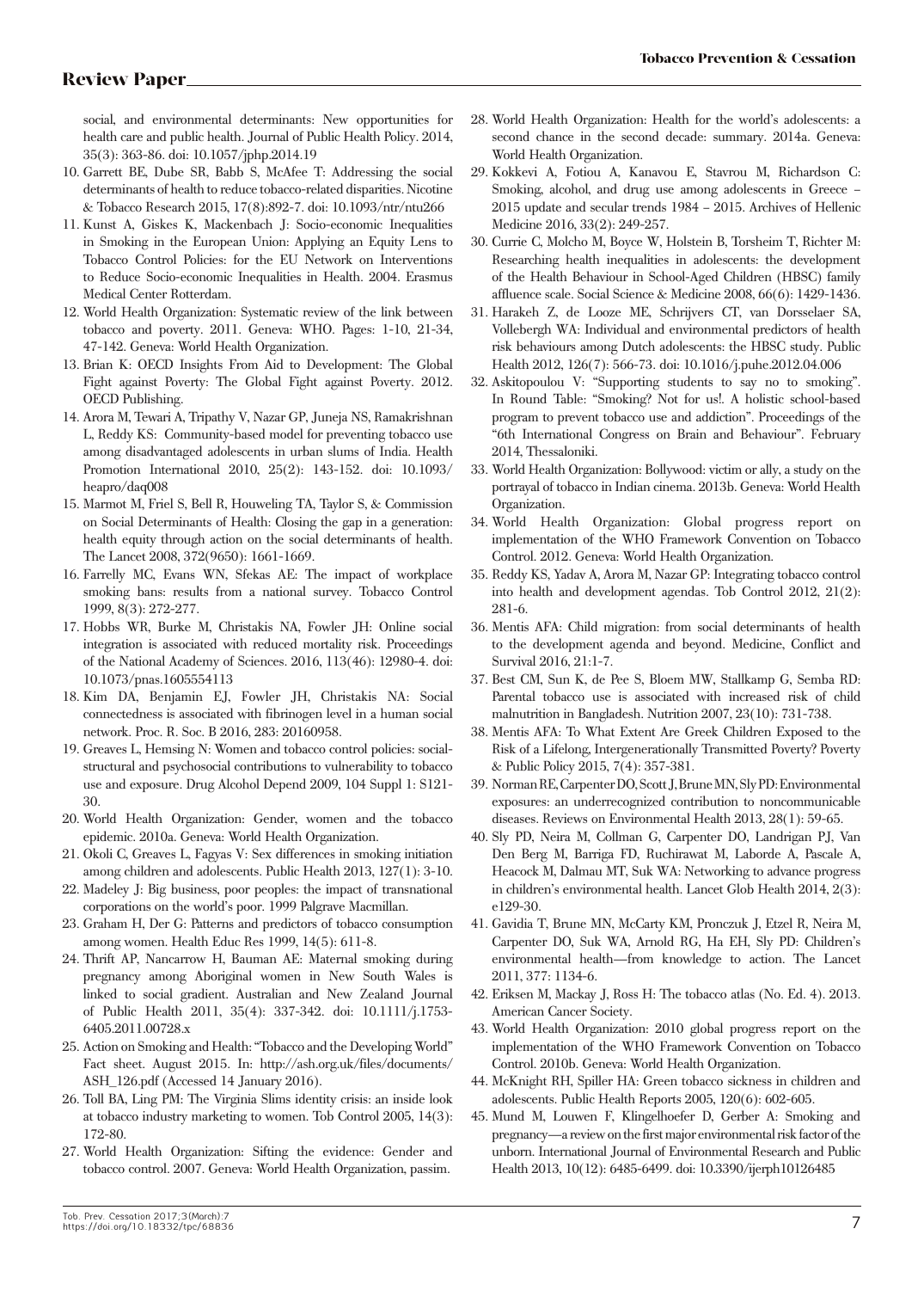social, and environmental determinants: New opportunities for health care and public health. Journal of Public Health Policy. 2014, 35(3): 363-86. doi: 10.1057/jphp.2014.19

10. Garrett BE, Dube SR, Babb S, McAfee T: Addressing the social determinants of health to reduce tobacco-related disparities. Nicotine & Tobacco Research 2015, 17(8):892-7. doi: 10.1093/ntr/ntu266
11. Kunst A, Giskes K, Mackenbach J: Socio-economic Inequalities in Smoking in the European Union: Applying an Equity Lens to Tobacco Control Policies: for the EU Network on Interventions to Reduce Socio-economic Inequalities in Health. 2004. Erasmus Medical Center Rotterdam.
12. World Health Organization: Systematic review of the link between tobacco and poverty. 2011. Geneva: WHO. Pages: 1-10, 21-34, 47-142. Geneva: World Health Organization.
13. Brian K: OECD Insights From Aid to Development: The Global Fight against Poverty: The Global Fight against Poverty. 2012. OECD Publishing.
14. Arora M, Tewari A, Tripathy V, Nazar GP, Juneja NS, Ramakrishnan L, Reddy KS: Community-based model for preventing tobacco use among disadvantaged adolescents in urban slums of India. Health Promotion International 2010, 25(2): 143-152. doi: 10.1093/heapro/daq008
15. Marmot M, Friel S, Bell R, Houweling TA, Taylor S, & Commission on Social Determinants of Health: Closing the gap in a generation: health equity through action on the social determinants of health. The Lancet 2008, 372(9650): 1661-1669.
16. Farrelly MC, Evans WN, Sfekas AE: The impact of workplace smoking bans: results from a national survey. Tobacco Control 1999, 8(3): 272-277.
17. Hobbs WR, Burke M, Christakis NA, Fowler JH: Online social integration is associated with reduced mortality risk. Proceedings of the National Academy of Sciences. 2016, 113(46): 12980-4. doi: 10.1073/pnas.1605554113
18. Kim DA, Benjamin EJ, Fowler JH, Christakis NA: Social connectedness is associated with fibrinogen level in a human social network. Proc. R. Soc. B 2016, 283: 20160958.
19. Greaves L, Hemsing N: Women and tobacco control policies: social-structural and psychosocial contributions to vulnerability to tobacco use and exposure. Drug Alcohol Depend 2009, 104 Suppl 1: S121-30.
20. World Health Organization: Gender, women and the tobacco epidemic. 2010a. Geneva: World Health Organization.
21. Okoli C, Greaves L, Fagyas V: Sex differences in smoking initiation among children and adolescents. Public Health 2013, 127(1): 3-10.
22. Madeley J: Big business, poor peoples: the impact of transnational corporations on the world's poor. 1999 Palgrave Macmillan.
23. Graham H, Der G: Patterns and predictors of tobacco consumption among women. Health Educ Res 1999, 14(5): 611-8.
24. Thrift AP, Nancarrow H, Bauman AE: Maternal smoking during pregnancy among Aboriginal women in New South Wales is linked to social gradient. Australian and New Zealand Journal of Public Health 2011, 35(4): 337-342. doi: 10.1111/j.1753-6405.2011.00728.x
25. Action on Smoking and Health: "Tobacco and the Developing World" Fact sheet. August 2015. In: http://ash.org.uk/files/documents/ASH_126.pdf (Accessed 14 January 2016).
26. Toll BA, Ling PM: The Virginia Slims identity crisis: an inside look at tobacco industry marketing to women. Tob Control 2005, 14(3): 172-80.
27. World Health Organization: Sifting the evidence: Gender and tobacco control. 2007. Geneva: World Health Organization, passim.
28. World Health Organization: Health for the world's adolescents: a second chance in the second decade: summary. 2014a. Geneva: World Health Organization.
29. Kokkevi A, Fotiou A, Kanavou E, Stavrou M, Richardson C: Smoking, alcohol, and drug use among adolescents in Greece – 2015 update and secular trends 1984 – 2015. Archives of Hellenic Medicine 2016, 33(2): 249-257.
30. Currie C, Molcho M, Boyce W, Holstein B, Torsheim T, Richter M: Researching health inequalities in adolescents: the development of the Health Behaviour in School-Aged Children (HBSC) family affluence scale. Social Science & Medicine 2008, 66(6): 1429-1436.
31. Harakeh Z, de Looze ME, Schrijvers CT, van Dorsselaer SA, Vollebergh WA: Individual and environmental predictors of health risk behaviours among Dutch adolescents: the HBSC study. Public Health 2012, 126(7): 566-73. doi: 10.1016/j.puhe.2012.04.006
32. Askitopoulou V: "Supporting students to say no to smoking". In Round Table: "Smoking? Not for us!. A holistic school-based program to prevent tobacco use and addiction". Proceedings of the "6th International Congress on Brain and Behaviour". February 2014, Thessaloniki.
33. World Health Organization: Bollywood: victim or ally, a study on the portrayal of tobacco in Indian cinema. 2013b. Geneva: World Health Organization.
34. World Health Organization: Global progress report on implementation of the WHO Framework Convention on Tobacco Control. 2012. Geneva: World Health Organization.
35. Reddy KS, Yadav A, Arora M, Nazar GP: Integrating tobacco control into health and development agendas. Tob Control 2012, 21(2): 281-6.
36. Mentis AFA: Child migration: from social determinants of health to the development agenda and beyond. Medicine, Conflict and Survival 2016, 21:1-7.
37. Best CM, Sun K, de Pee S, Bloem MW, Stallkamp G, Semba RD: Parental tobacco use is associated with increased risk of child malnutrition in Bangladesh. Nutrition 2007, 23(10): 731-738.
38. Mentis AFA: To What Extent Are Greek Children Exposed to the Risk of a Lifelong, Intergenerationally Transmitted Poverty? Poverty & Public Policy 2015, 7(4): 357-381.
39. Norman RE, Carpenter DO, Scott J, Brune MN, Sly PD: Environmental exposures: an underrecognized contribution to noncommunicable diseases. Reviews on Environmental Health 2013, 28(1): 59-65.
40. Sly PD, Neira M, Collman G, Carpenter DO, Landrigan PJ, Van Den Berg M, Barriga FD, Ruchirawat M, Laborde A, Pascale A, Heacock M, Dalmau MT, Suk WA: Networking to advance progress in children's environmental health. Lancet Glob Health 2014, 2(3): e129-30.
41. Gavidia T, Brune MN, McCarty KM, Pronczuk J, Etzel R, Neira M, Carpenter DO, Suk WA, Arnold RG, Ha EH, Sly PD: Children's environmental health—from knowledge to action. The Lancet 2011, 377: 1134-6.
42. Eriksen M, Mackay J, Ross H: The tobacco atlas (No. Ed. 4). 2013. American Cancer Society.
43. World Health Organization: 2010 global progress report on the implementation of the WHO Framework Convention on Tobacco Control. 2010b. Geneva: World Health Organization.
44. McKnight RH, Spiller HA: Green tobacco sickness in children and adolescents. Public Health Reports 2005, 120(6): 602-605.
45. Mund M, Louwen F, Klingelhoefer D, Gerber A: Smoking and pregnancy—a review on the first major environmental risk factor of the unborn. International Journal of Environmental Research and Public Health 2013, 10(12): 6485-6499. doi: 10.3390/ijerph10126485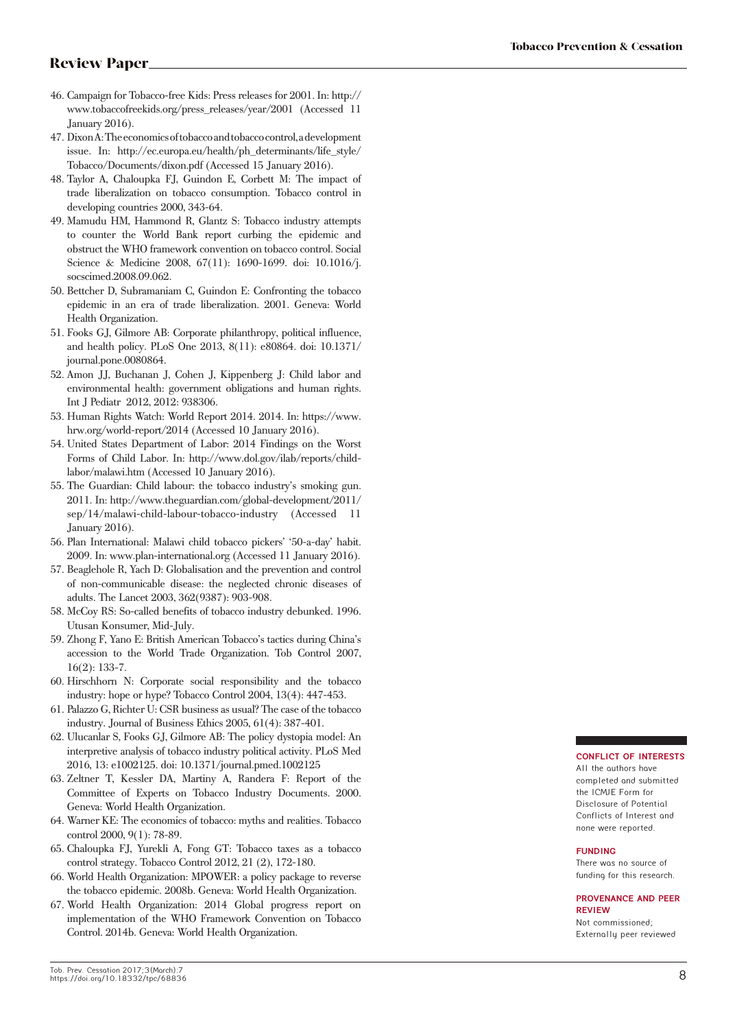46. Campaign for Tobacco-free Kids: Press releases for 2001. In: http://www.tobaccofreekids.org/press_releases/year/2001 (Accessed 11 January 2016).
47. Dixon A: The economics of tobacco and tobacco control, a development issue. In: http://ec.europa.eu/health/ph_determinants/life_style/Tobacco/Documents/dixon.pdf (Accessed 15 January 2016).
48. Taylor A, Chaloupka FJ, Guindon E, Corbett M: The impact of trade liberalization on tobacco consumption. Tobacco control in developing countries 2000, 343-64.
49. Mamudu HM, Hammond R, Glantz S: Tobacco industry attempts to counter the World Bank report curbing the epidemic and obstruct the WHO framework convention on tobacco control. Social Science & Medicine 2008, 67(11): 1690-1699. doi: 10.1016/j.socscimed.2008.09.062.
50. Bettcher D, Subramaniam C, Guindon E: Confronting the tobacco epidemic in an era of trade liberalization. 2001. Geneva: World Health Organization.
51. Fooks GJ, Gilmore AB: Corporate philanthropy, political influence, and health policy. PLoS One 2013, 8(11): e80864. doi: 10.1371/journal.pone.0080864.
52. Amon JJ, Buchanan J, Cohen J, Kippenberg J: Child labor and environmental health: government obligations and human rights. Int J Pediatr 2012, 2012: 938306.
53. Human Rights Watch: World Report 2014. 2014. In: https://www.hrw.org/world-report/2014 (Accessed 10 January 2016).
54. United States Department of Labor: 2014 Findings on the Worst Forms of Child Labor. In: http://www.dol.gov/ilab/reports/child-labor/malawi.htm (Accessed 10 January 2016).
55. The Guardian: Child labour: the tobacco industry's smoking gun. 2011. In: http://www.theguardian.com/global-development/2011/sep/14/malawi-child-labour-tobacco-industry (Accessed 11 January 2016).
56. Plan International: Malawi child tobacco pickers' '50-a-day' habit. 2009. In: www.plan-international.org (Accessed 11 January 2016).
57. Beaglehole R, Yach D: Globalisation and the prevention and control of non-communicable disease: the neglected chronic diseases of adults. The Lancet 2003, 362(9387): 903-908.
58. McCoy RS: So-called benefits of tobacco industry debunked. 1996. Utusan Konsumer, Mid-July.
59. Zhong F, Yano E: British American Tobacco's tactics during China's accession to the World Trade Organization. Tob Control 2007, 16(2): 133-7.
60. Hirschhorn N: Corporate social responsibility and the tobacco industry: hope or hype? Tobacco Control 2004, 13(4): 447-453.
61. Palazzo G, Richter U: CSR business as usual? The case of the tobacco industry. Journal of Business Ethics 2005, 61(4): 387-401.
62. Ulucanlar S, Fooks GJ, Gilmore AB: The policy dystopia model: An interpretive analysis of tobacco industry political activity. PLoS Med 2016, 13: e1002125. doi: 10.1371/journal.pmed.1002125
63. Zeltner T, Kessler DA, Martiny A, Randera F: Report of the Committee of Experts on Tobacco Industry Documents. 2000. Geneva: World Health Organization.
64. Warner KE: The economics of tobacco: myths and realities. Tobacco control 2000, 9(1): 78-89.
65. Chaloupka FJ, Yurekli A, Fong GT: Tobacco taxes as a tobacco control strategy. Tobacco Control 2012, 21 (2), 172-180.
66. World Health Organization: MPOWER: a policy package to reverse the tobacco epidemic. 2008b. Geneva: World Health Organization.
67. World Health Organization: 2014 Global progress report on implementation of the WHO Framework Convention on Tobacco Control. 2014b. Geneva: World Health Organization.

**CONFLICT OF INTERESTS**

All the authors have completed and submitted the ICMJE Form for Disclosure of Potential Conflicts of Interest and none were reported.

**FUNDING**

There was no source of funding for this research.

**PROVENANCE AND PEER REVIEW**

Not commissioned; Externally peer reviewed